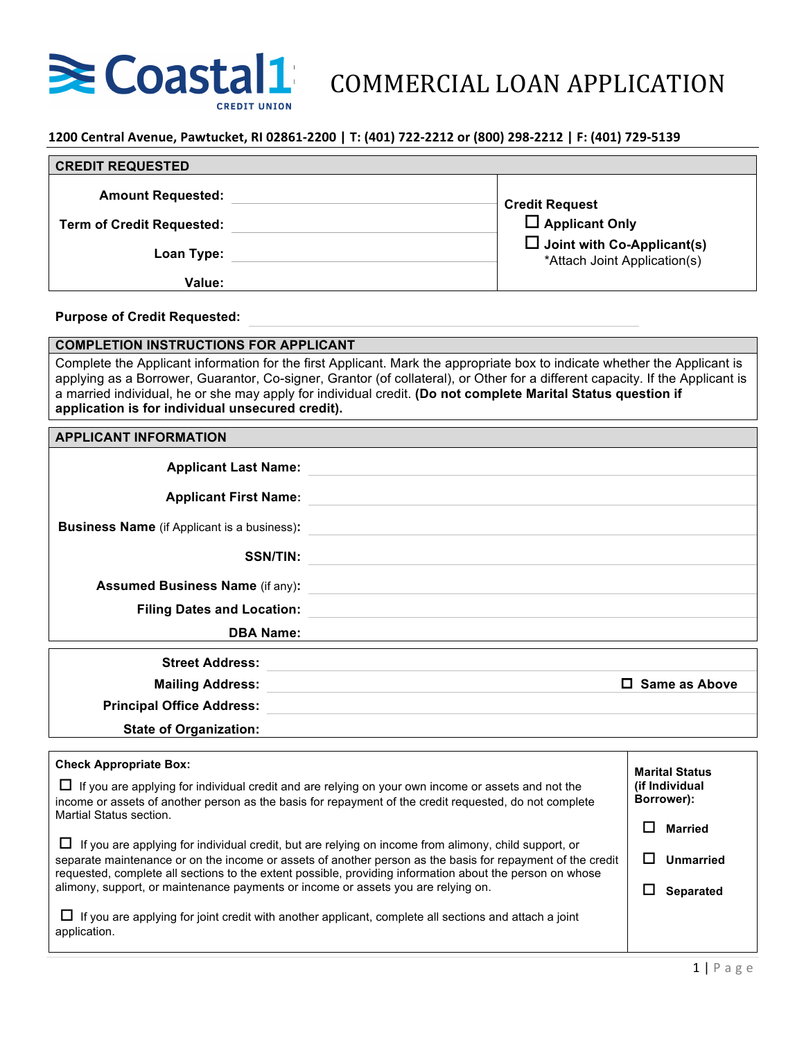# Coastal1 CREDIT UNION

# COMMERCIAL LOAN APPLICATION

**1200 Central Avenue, Pawtucket, RI 02861-2200 | T: (401) 722-2212 or (800) 298-2212 | F: (401) 729-5139**

## CREDIT REQUESTED

**Amount Requested:** ____________________

**Term of Credit Requested:** ____________________

**Loan Type:** ____________________

**Value:** ____________________

**Credit Request**

- ☐ **Applicant Only**
- ☐ **Joint with Co-Applicant(s)**
  *Attach Joint Application(s)

**Purpose of Credit Requested:** ____________________

## COMPLETION INSTRUCTIONS FOR APPLICANT

Complete the Applicant information for the first Applicant. Mark the appropriate box to indicate whether the Applicant is applying as a Borrower, Guarantor, Co-signer, Grantor (of collateral), or Other for a different capacity. If the Applicant is a married individual, he or she may apply for individual credit. **(Do not complete Marital Status question if application is for individual unsecured credit).**

## APPLICANT INFORMATION

**Applicant Last Name:** ____________________

**Applicant First Name:** ____________________

**Business Name** (if Applicant is a business)**:** ____________________

**SSN/TIN:** ____________________

**Assumed Business Name** (if any)**:** ____________________

**Filing Dates and Location:** ____________________

**DBA Name:** ____________________

**Street Address:** ____________________

**Mailing Address:** ____________________ ☐ **Same as Above**

**Principal Office Address:** ____________________

**State of Organization:** ____________________

**Check Appropriate Box:**

☐ If you are applying for individual credit and are relying on your own income or assets and not the income or assets of another person as the basis for repayment of the credit requested, do not complete Martial Status section.

☐ If you are applying for individual credit, but are relying on income from alimony, child support, or separate maintenance or on the income or assets of another person as the basis for repayment of the credit requested, complete all sections to the extent possible, providing information about the person on whose alimony, support, or maintenance payments or income or assets you are relying on.

☐ If you are applying for joint credit with another applicant, complete all sections and attach a joint application.

**Marital Status (if Individual Borrower):**

- ☐ **Married**
- ☐ **Unmarried**
- ☐ **Separated**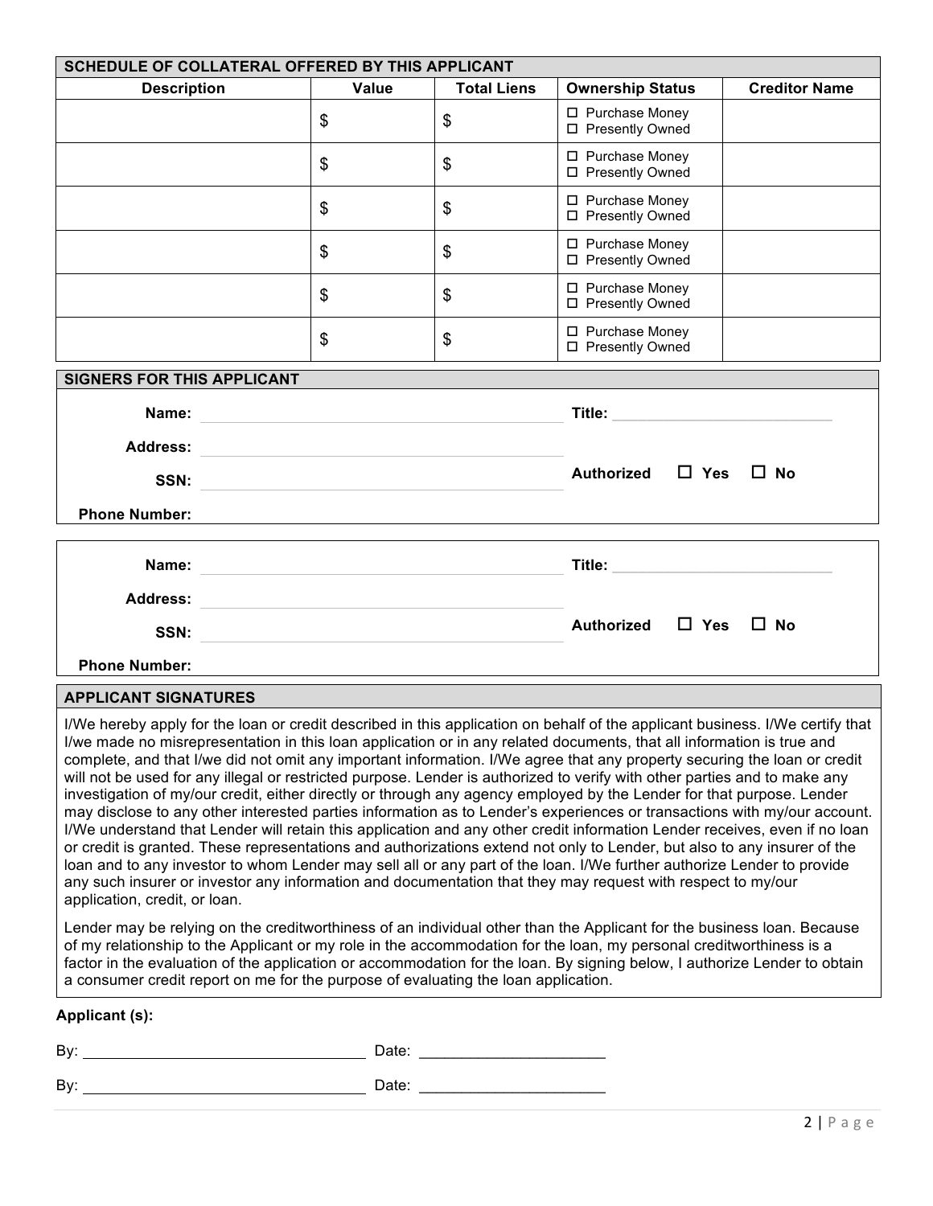| SCHEDULE OF COLLATERAL OFFERED BY THIS APPLICANT | | | | |
|---|---|---|---|---|
| **Description** | **Value** | **Total Liens** | **Ownership Status** | **Creditor Name** |
| | $ | $ | ☐ Purchase Money ☐ Presently Owned | |
| | $ | $ | ☐ Purchase Money ☐ Presently Owned | |
| | $ | $ | ☐ Purchase Money ☐ Presently Owned | |
| | $ | $ | ☐ Purchase Money ☐ Presently Owned | |
| | $ | $ | ☐ Purchase Money ☐ Presently Owned | |
| | $ | $ | ☐ Purchase Money ☐ Presently Owned | |

## SIGNERS FOR THIS APPLICANT

**Name:** ______________________________ **Title:** ____________________

**Address:** ______________________________

**SSN:** ______________________________ **Authorized** ☐ **Yes** ☐ **No**

**Phone Number:**

**Name:** ______________________________ **Title:** ____________________

**Address:** ______________________________

**SSN:** ______________________________ **Authorized** ☐ **Yes** ☐ **No**

**Phone Number:**

## APPLICANT SIGNATURES

I/We hereby apply for the loan or credit described in this application on behalf of the applicant business. I/We certify that I/we made no misrepresentation in this loan application or in any related documents, that all information is true and complete, and that I/we did not omit any important information. I/We agree that any property securing the loan or credit will not be used for any illegal or restricted purpose. Lender is authorized to verify with other parties and to make any investigation of my/our credit, either directly or through any agency employed by the Lender for that purpose. Lender may disclose to any other interested parties information as to Lender's experiences or transactions with my/our account. I/We understand that Lender will retain this application and any other credit information Lender receives, even if no loan or credit is granted. These representations and authorizations extend not only to Lender, but also to any insurer of the loan and to any investor to whom Lender may sell all or any part of the loan. I/We further authorize Lender to provide any such insurer or investor any information and documentation that they may request with respect to my/our application, credit, or loan.

Lender may be relying on the creditworthiness of an individual other than the Applicant for the business loan. Because of my relationship to the Applicant or my role in the accommodation for the loan, my personal creditworthiness is a factor in the evaluation of the application or accommodation for the loan. By signing below, I authorize Lender to obtain a consumer credit report on me for the purpose of evaluating the loan application.

**Applicant (s):**

By: ______________________________ Date: ____________________

By: ______________________________ Date: ____________________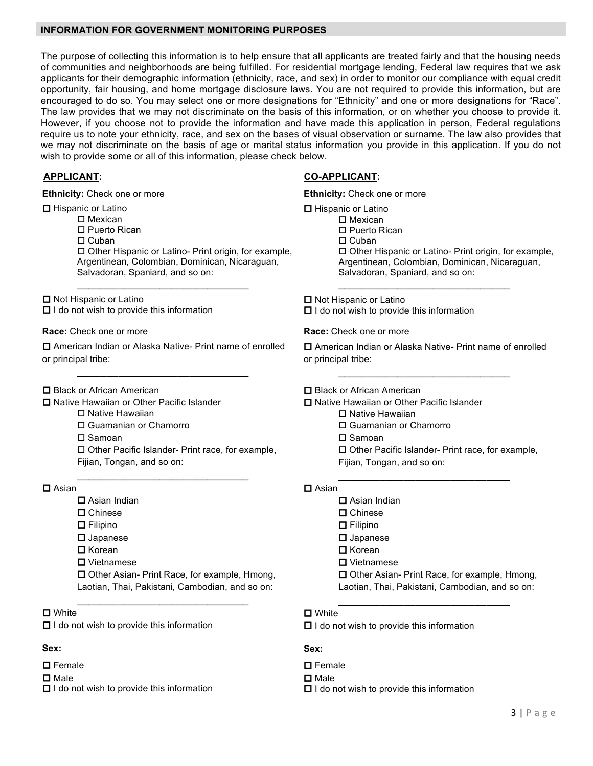## INFORMATION FOR GOVERNMENT MONITORING PURPOSES

The purpose of collecting this information is to help ensure that all applicants are treated fairly and that the housing needs of communities and neighborhoods are being fulfilled. For residential mortgage lending, Federal law requires that we ask applicants for their demographic information (ethnicity, race, and sex) in order to monitor our compliance with equal credit opportunity, fair housing, and home mortgage disclosure laws. You are not required to provide this information, but are encouraged to do so. You may select one or more designations for "Ethnicity" and one or more designations for "Race". The law provides that we may not discriminate on the basis of this information, or on whether you choose to provide it. However, if you choose not to provide the information and have made this application in person, Federal regulations require us to note your ethnicity, race, and sex on the bases of visual observation or surname. The law also provides that we may not discriminate on the basis of age or marital status information you provide in this application. If you do not wish to provide some or all of this information, please check below.

### APPLICANT:

**Ethnicity:** Check one or more

- ☐ Hispanic or Latino
  - ☐ Mexican
  - ☐ Puerto Rican
  - ☐ Cuban
  - ☐ Other Hispanic or Latino- Print origin, for example, Argentinean, Colombian, Dominican, Nicaraguan, Salvadoran, Spaniard, and so on:

    \_\_\_\_\_\_\_\_\_\_\_\_\_\_\_\_\_\_\_\_\_\_\_\_\_\_\_\_\_\_\_\_
- ☐ Not Hispanic or Latino
- ☐ I do not wish to provide this information

**Race:** Check one or more

- ☐ American Indian or Alaska Native- Print name of enrolled or principal tribe:

  \_\_\_\_\_\_\_\_\_\_\_\_\_\_\_\_\_\_\_\_\_\_\_\_\_\_\_\_\_\_\_\_
- ☐ Black or African American
- ☐ Native Hawaiian or Other Pacific Islander
  - ☐ Native Hawaiian
  - ☐ Guamanian or Chamorro
  - ☐ Samoan
  - ☐ Other Pacific Islander- Print race, for example, Fijian, Tongan, and so on:

    \_\_\_\_\_\_\_\_\_\_\_\_\_\_\_\_\_\_\_\_\_\_\_\_\_\_\_\_\_\_\_\_
- ☐ Asian
  - ☐ Asian Indian
  - ☐ Chinese
  - ☐ Filipino
  - ☐ Japanese
  - ☐ Korean
  - ☐ Vietnamese
  - ☐ Other Asian- Print Race, for example, Hmong, Laotian, Thai, Pakistani, Cambodian, and so on:

    \_\_\_\_\_\_\_\_\_\_\_\_\_\_\_\_\_\_\_\_\_\_\_\_\_\_\_\_\_\_\_\_
- ☐ White
- ☐ I do not wish to provide this information

**Sex:**

- ☐ Female
- ☐ Male
- ☐ I do not wish to provide this information

### CO-APPLICANT:

**Ethnicity:** Check one or more

- ☐ Hispanic or Latino
  - ☐ Mexican
  - ☐ Puerto Rican
  - ☐ Cuban
  - ☐ Other Hispanic or Latino- Print origin, for example, Argentinean, Colombian, Dominican, Nicaraguan, Salvadoran, Spaniard, and so on:

    \_\_\_\_\_\_\_\_\_\_\_\_\_\_\_\_\_\_\_\_\_\_\_\_\_\_\_\_\_\_\_\_
- ☐ Not Hispanic or Latino
- ☐ I do not wish to provide this information

**Race:** Check one or more

- ☐ American Indian or Alaska Native- Print name of enrolled or principal tribe:

  \_\_\_\_\_\_\_\_\_\_\_\_\_\_\_\_\_\_\_\_\_\_\_\_\_\_\_\_\_\_\_\_
- ☐ Black or African American
- ☐ Native Hawaiian or Other Pacific Islander
  - ☐ Native Hawaiian
  - ☐ Guamanian or Chamorro
  - ☐ Samoan
  - ☐ Other Pacific Islander- Print race, for example, Fijian, Tongan, and so on:

    \_\_\_\_\_\_\_\_\_\_\_\_\_\_\_\_\_\_\_\_\_\_\_\_\_\_\_\_\_\_\_\_
- ☐ Asian
  - ☐ Asian Indian
  - ☐ Chinese
  - ☐ Filipino
  - ☐ Japanese
  - ☐ Korean
  - ☐ Vietnamese
  - ☐ Other Asian- Print Race, for example, Hmong, Laotian, Thai, Pakistani, Cambodian, and so on:

    \_\_\_\_\_\_\_\_\_\_\_\_\_\_\_\_\_\_\_\_\_\_\_\_\_\_\_\_\_\_\_\_
- ☐ White
- ☐ I do not wish to provide this information

**Sex:**

- ☐ Female
- ☐ Male
- ☐ I do not wish to provide this information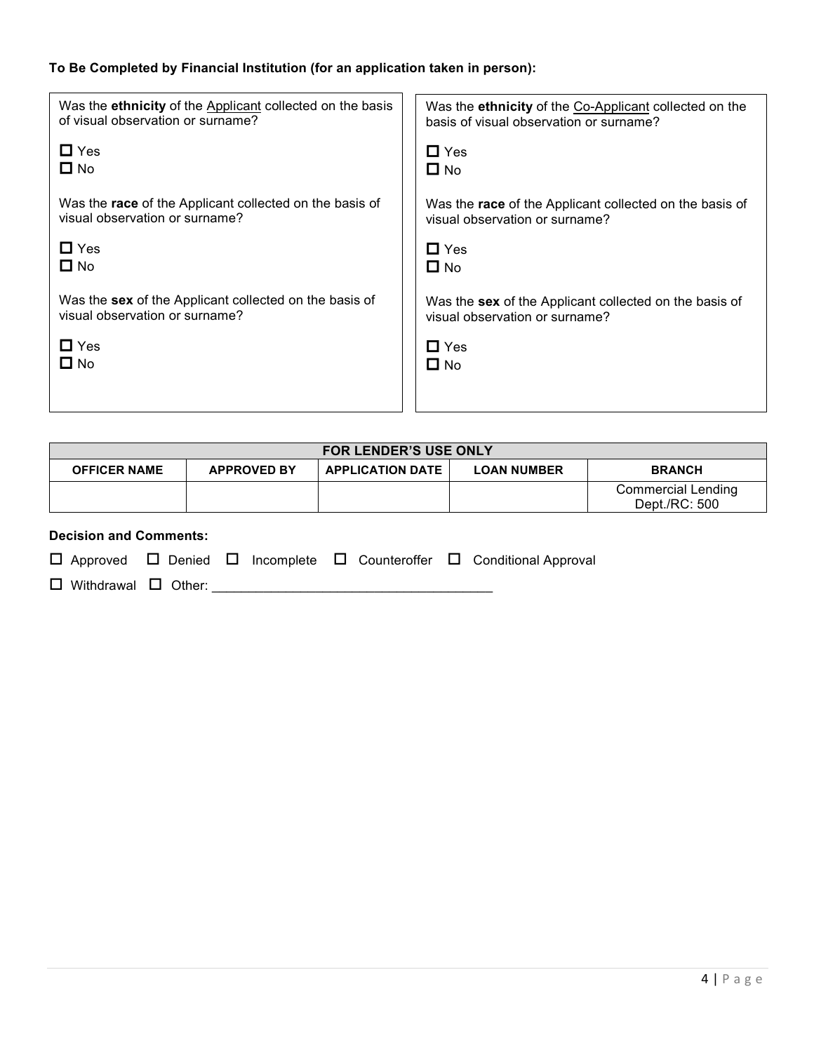**To Be Completed by Financial Institution (for an application taken in person):**

Was the **ethnicity** of the Applicant collected on the basis of visual observation or surname?

☐ Yes
☐ No

Was the **race** of the Applicant collected on the basis of visual observation or surname?

☐ Yes
☐ No

Was the **sex** of the Applicant collected on the basis of visual observation or surname?

☐ Yes
☐ No

Was the **ethnicity** of the Co-Applicant collected on the basis of visual observation or surname?

☐ Yes
☐ No

Was the **race** of the Applicant collected on the basis of visual observation or surname?

☐ Yes
☐ No

Was the **sex** of the Applicant collected on the basis of visual observation or surname?

☐ Yes
☐ No

| FOR LENDER'S USE ONLY | | | | |
|---|---|---|---|---|
| **OFFICER NAME** | **APPROVED BY** | **APPLICATION DATE** | **LOAN NUMBER** | **BRANCH** |
| | | | | Commercial Lending Dept./RC: 500 |

**Decision and Comments:**

☐ Approved ☐ Denied ☐ Incomplete ☐ Counteroffer ☐ Conditional Approval

☐ Withdrawal ☐ Other: ______________________________________